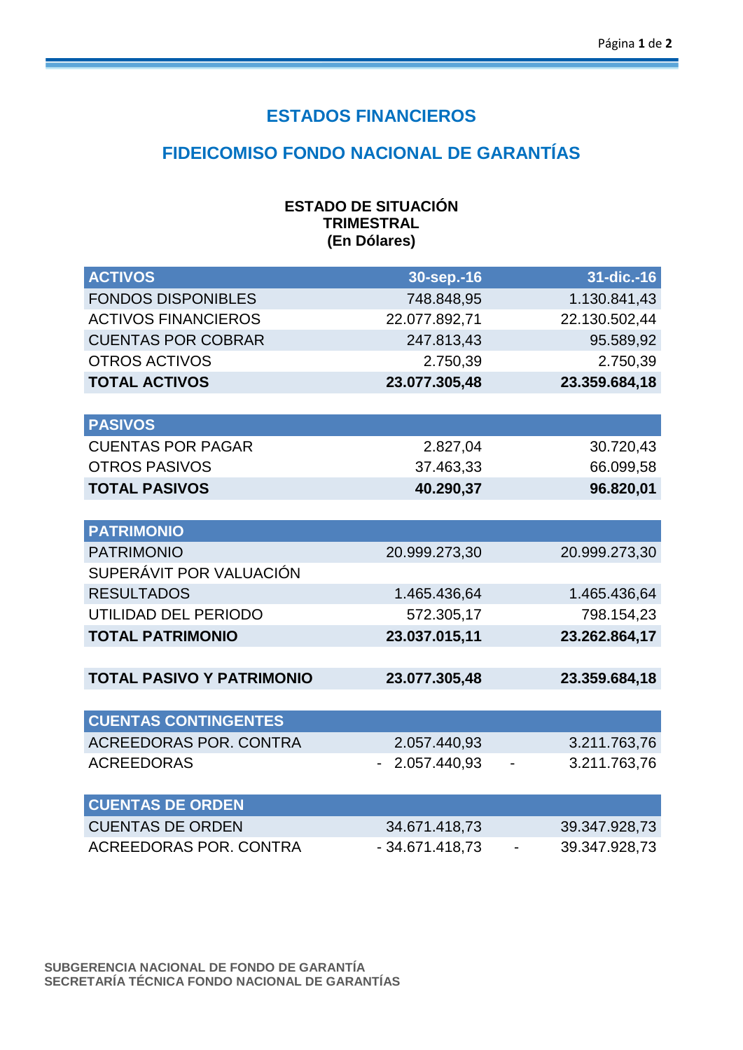# ESTADOS FINANCIEROS

## FIDEICOMISO FONDO NACIONAL DE GARANTÍAS

**ESTADO DE SITUACIÓN**
**TRIMESTRAL**
**(En Dólares)**

| **ACTIVOS** | **30-sep.-16** | **31-dic.-16** |
|---|---|---|
| FONDOS DISPONIBLES | 748.848,95 | 1.130.841,43 |
| ACTIVOS FINANCIEROS | 22.077.892,71 | 22.130.502,44 |
| CUENTAS POR COBRAR | 247.813,43 | 95.589,92 |
| OTROS ACTIVOS | 2.750,39 | 2.750,39 |
| **TOTAL ACTIVOS** | **23.077.305,48** | **23.359.684,18** |
| | | |
| **PASIVOS** | | |
| CUENTAS POR PAGAR | 2.827,04 | 30.720,43 |
| OTROS PASIVOS | 37.463,33 | 66.099,58 |
| **TOTAL PASIVOS** | **40.290,37** | **96.820,01** |
| | | |
| **PATRIMONIO** | | |
| PATRIMONIO | 20.999.273,30 | 20.999.273,30 |
| SUPERÁVIT POR VALUACIÓN | | |
| RESULTADOS | 1.465.436,64 | 1.465.436,64 |
| UTILIDAD DEL PERIODO | 572.305,17 | 798.154,23 |
| **TOTAL PATRIMONIO** | **23.037.015,11** | **23.262.864,17** |
| | | |
| **TOTAL PASIVO Y PATRIMONIO** | **23.077.305,48** | **23.359.684,18** |
| | | |
| **CUENTAS CONTINGENTES** | | |
| ACREEDORAS POR. CONTRA | 2.057.440,93 | 3.211.763,76 |
| ACREEDORAS | - 2.057.440,93 | - 3.211.763,76 |
| | | |
| **CUENTAS DE ORDEN** | | |
| CUENTAS DE ORDEN | 34.671.418,73 | 39.347.928,73 |
| ACREEDORAS POR. CONTRA | - 34.671.418,73 | - 39.347.928,73 |

**SUBGERENCIA NACIONAL DE FONDO DE GARANTÍA**
**SECRETARÍA TÉCNICA FONDO NACIONAL DE GARANTÍAS**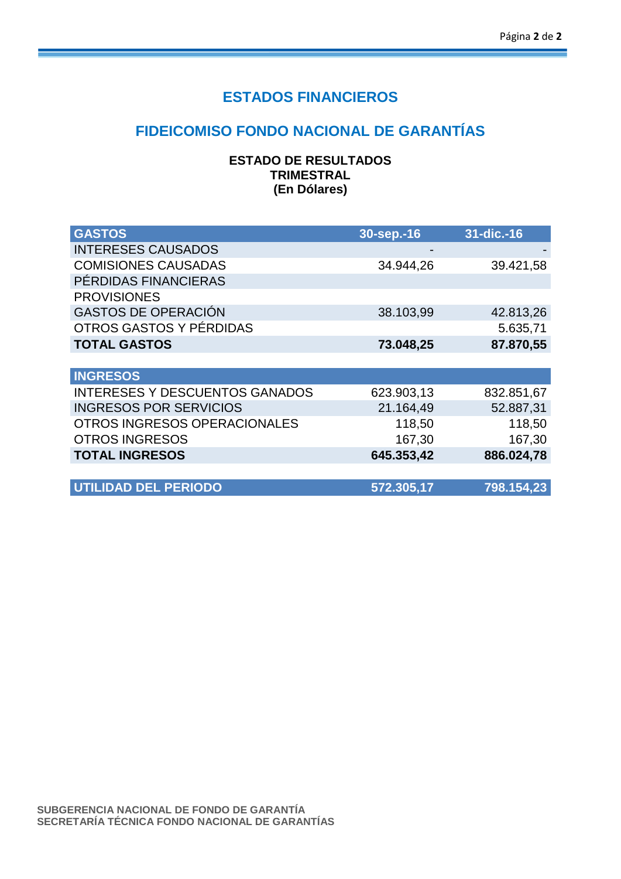# ESTADOS FINANCIEROS

## FIDEICOMISO FONDO NACIONAL DE GARANTÍAS

**ESTADO DE RESULTADOS**
**TRIMESTRAL**
**(En Dólares)**

| GASTOS | 30-sep.-16 | 31-dic.-16 |
|---|---|---|
| INTERESES CAUSADOS | - | - |
| COMISIONES CAUSADAS | 34.944,26 | 39.421,58 |
| PÉRDIDAS FINANCIERAS | | |
| PROVISIONES | | |
| GASTOS DE OPERACIÓN | 38.103,99 | 42.813,26 |
| OTROS GASTOS Y PÉRDIDAS | | 5.635,71 |
| **TOTAL GASTOS** | **73.048,25** | **87.870,55** |
| | | |
| **INGRESOS** | | |
| INTERESES Y DESCUENTOS GANADOS | 623.903,13 | 832.851,67 |
| INGRESOS POR SERVICIOS | 21.164,49 | 52.887,31 |
| OTROS INGRESOS OPERACIONALES | 118,50 | 118,50 |
| OTROS INGRESOS | 167,30 | 167,30 |
| **TOTAL INGRESOS** | **645.353,42** | **886.024,78** |
| | | |
| **UTILIDAD DEL PERIODO** | **572.305,17** | **798.154,23** |

SUBGERENCIA NACIONAL DE FONDO DE GARANTÍA
SECRETARÍA TÉCNICA FONDO NACIONAL DE GARANTÍAS